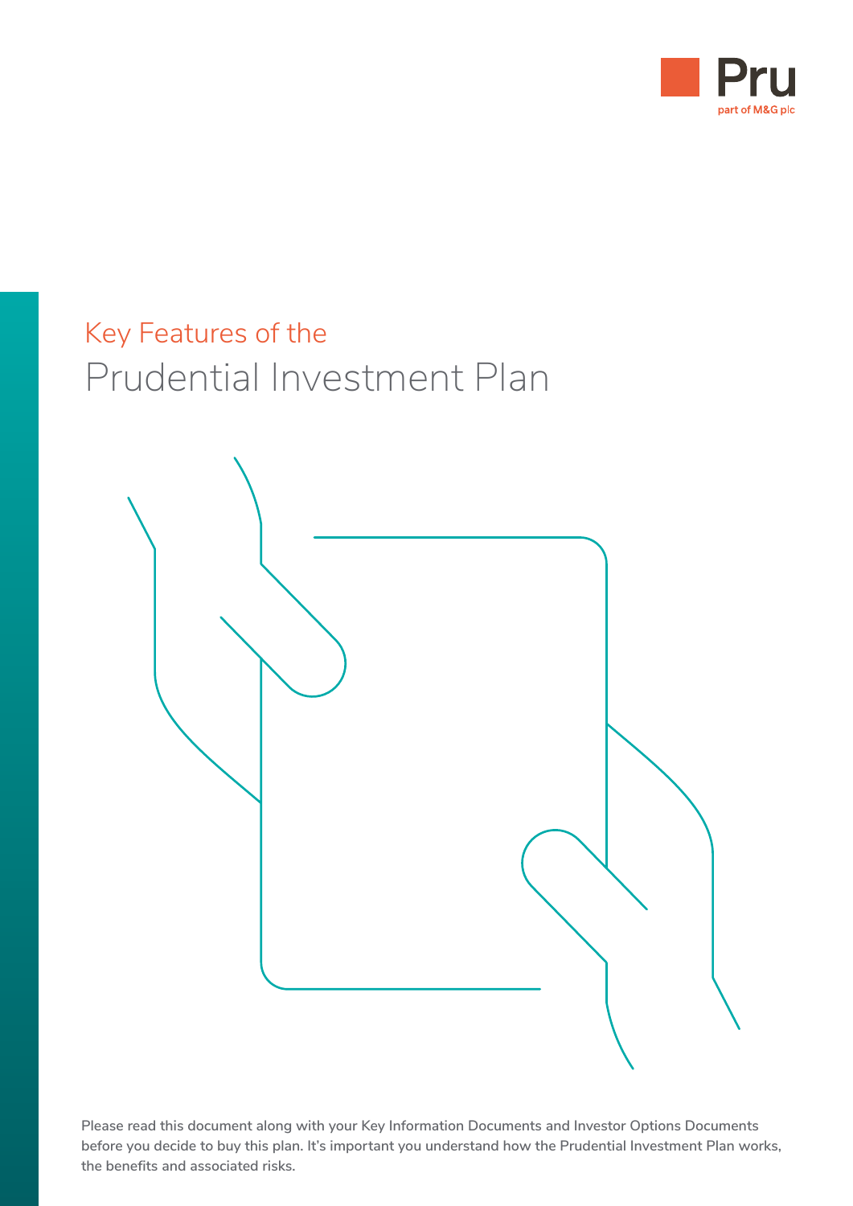Pru

part of M&G plc

# Key Features of the Prudential Investment Plan

Please read this document along with your Key Information Documents and Investor Options Documents before you decide to buy this plan. It's important you understand how the Prudential Investment Plan works, the benefits and associated risks.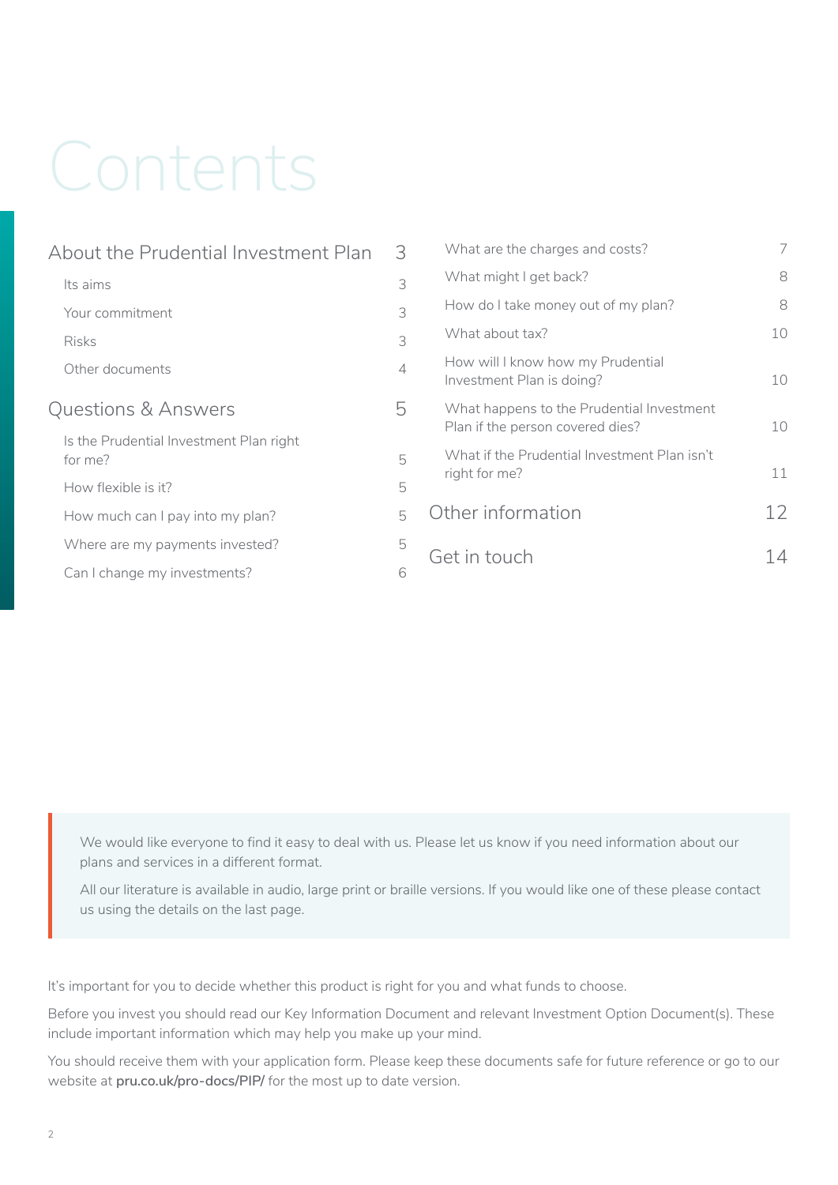# Contents

| | |
|---|---|
| **About the Prudential Investment Plan** | **3** |
| Its aims | 3 |
| Your commitment | 3 |
| Risks | 3 |
| Other documents | 4 |
| **Questions & Answers** | **5** |
| Is the Prudential Investment Plan right for me? | 5 |
| How flexible is it? | 5 |
| How much can I pay into my plan? | 5 |
| Where are my payments invested? | 5 |
| Can I change my investments? | 6 |
| What are the charges and costs? | 7 |
| What might I get back? | 8 |
| How do I take money out of my plan? | 8 |
| What about tax? | 10 |
| How will I know how my Prudential Investment Plan is doing? | 10 |
| What happens to the Prudential Investment Plan if the person covered dies? | 10 |
| What if the Prudential Investment Plan isn't right for me? | 11 |
| **Other information** | **12** |
| **Get in touch** | **14** |

We would like everyone to find it easy to deal with us. Please let us know if you need information about our plans and services in a different format.

All our literature is available in audio, large print or braille versions. If you would like one of these please contact us using the details on the last page.

It's important for you to decide whether this product is right for you and what funds to choose.

Before you invest you should read our Key Information Document and relevant Investment Option Document(s). These include important information which may help you make up your mind.

You should receive them with your application form. Please keep these documents safe for future reference or go to our website at **pru.co.uk/pro-docs/PIP/** for the most up to date version.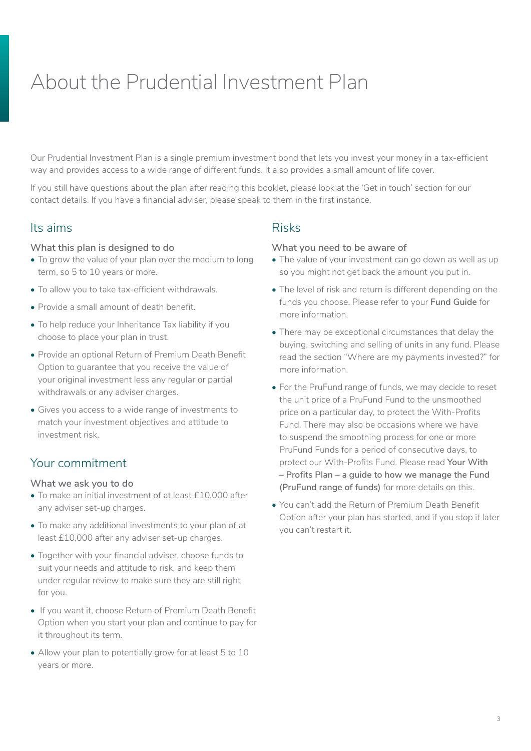# About the Prudential Investment Plan

Our Prudential Investment Plan is a single premium investment bond that lets you invest your money in a tax-efficient way and provides access to a wide range of different funds. It also provides a small amount of life cover.

If you still have questions about the plan after reading this booklet, please look at the 'Get in touch' section for our contact details. If you have a financial adviser, please speak to them in the first instance.

## Its aims

### What this plan is designed to do

- To grow the value of your plan over the medium to long term, so 5 to 10 years or more.
- To allow you to take tax-efficient withdrawals.
- Provide a small amount of death benefit.
- To help reduce your Inheritance Tax liability if you choose to place your plan in trust.
- Provide an optional Return of Premium Death Benefit Option to guarantee that you receive the value of your original investment less any regular or partial withdrawals or any adviser charges.
- Gives you access to a wide range of investments to match your investment objectives and attitude to investment risk.

## Your commitment

### What we ask you to do

- To make an initial investment of at least £10,000 after any adviser set-up charges.
- To make any additional investments to your plan of at least £10,000 after any adviser set-up charges.
- Together with your financial adviser, choose funds to suit your needs and attitude to risk, and keep them under regular review to make sure they are still right for you.
- If you want it, choose Return of Premium Death Benefit Option when you start your plan and continue to pay for it throughout its term.
- Allow your plan to potentially grow for at least 5 to 10 years or more.

## Risks

### What you need to be aware of

- The value of your investment can go down as well as up so you might not get back the amount you put in.
- The level of risk and return is different depending on the funds you choose. Please refer to your **Fund Guide** for more information.
- There may be exceptional circumstances that delay the buying, switching and selling of units in any fund. Please read the section "Where are my payments invested?" for more information.
- For the PruFund range of funds, we may decide to reset the unit price of a PruFund Fund to the unsmoothed price on a particular day, to protect the With-Profits Fund. There may also be occasions where we have to suspend the smoothing process for one or more PruFund Funds for a period of consecutive days, to protect our With-Profits Fund. Please read **Your With – Profits Plan – a guide to how we manage the Fund (PruFund range of funds)** for more details on this.
- You can't add the Return of Premium Death Benefit Option after your plan has started, and if you stop it later you can't restart it.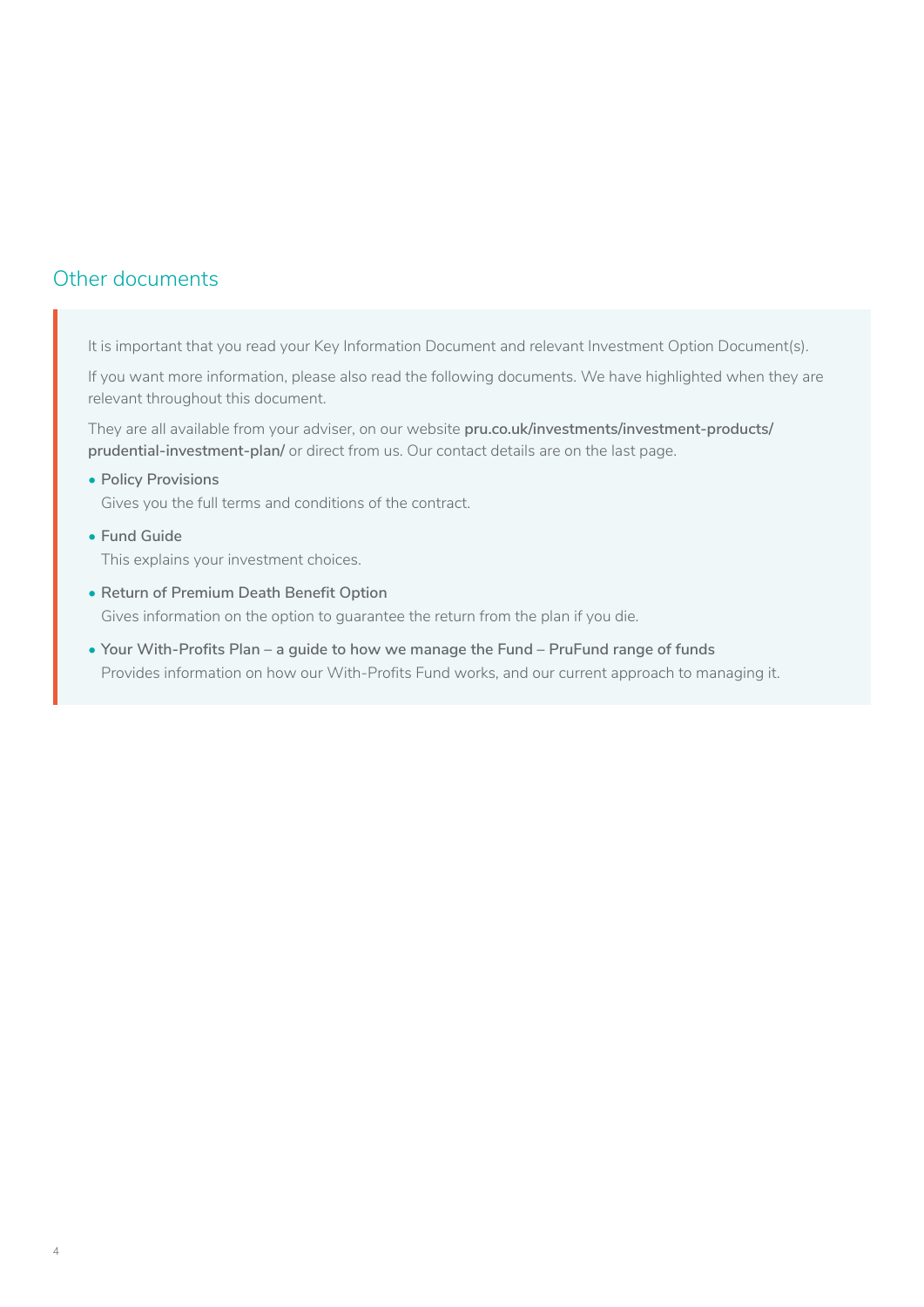## Other documents

It is important that you read your Key Information Document and relevant Investment Option Document(s).

If you want more information, please also read the following documents. We have highlighted when they are relevant throughout this document.

They are all available from your adviser, on our website **pru.co.uk/investments/investment-products/prudential-investment-plan/** or direct from us. Our contact details are on the last page.

- **Policy Provisions**
  Gives you the full terms and conditions of the contract.
- **Fund Guide**
  This explains your investment choices.
- **Return of Premium Death Benefit Option**
  Gives information on the option to guarantee the return from the plan if you die.
- **Your With-Profits Plan – a guide to how we manage the Fund – PruFund range of funds**
  Provides information on how our With-Profits Fund works, and our current approach to managing it.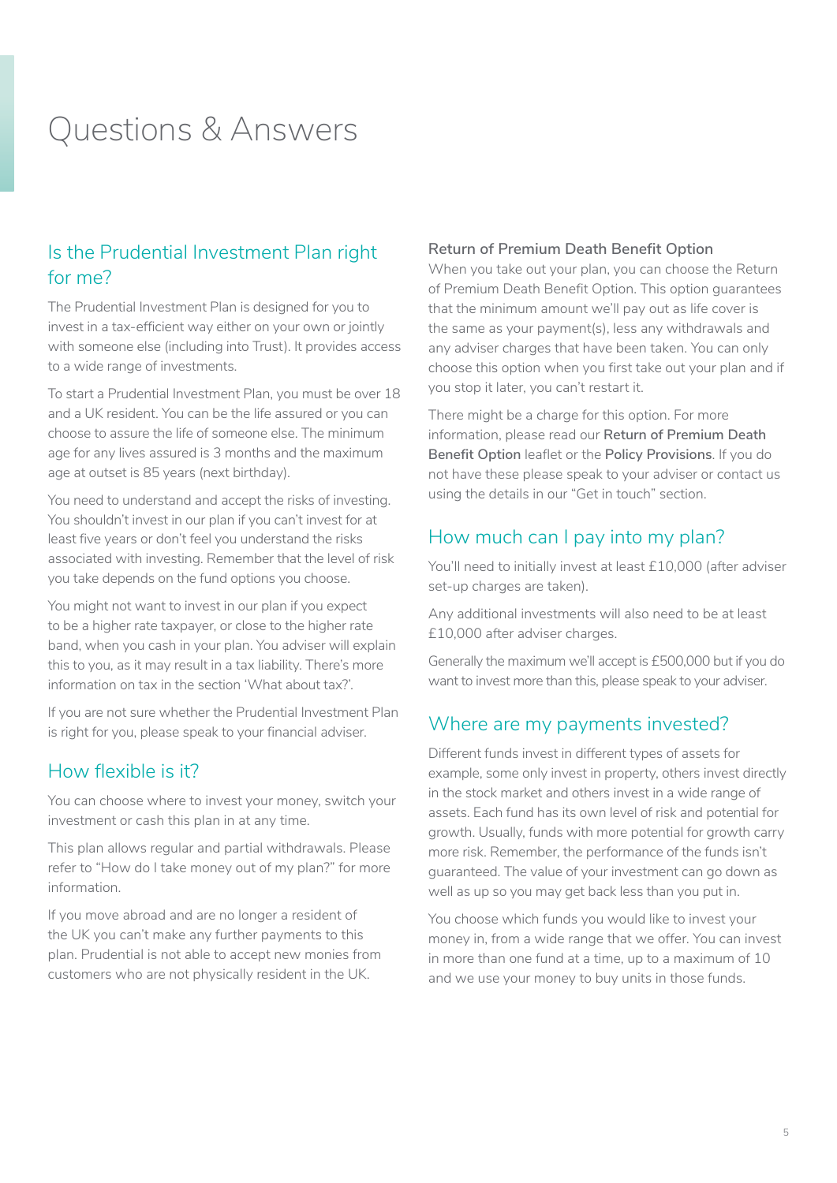# Questions & Answers

## Is the Prudential Investment Plan right for me?

The Prudential Investment Plan is designed for you to invest in a tax-efficient way either on your own or jointly with someone else (including into Trust). It provides access to a wide range of investments.

To start a Prudential Investment Plan, you must be over 18 and a UK resident. You can be the life assured or you can choose to assure the life of someone else. The minimum age for any lives assured is 3 months and the maximum age at outset is 85 years (next birthday).

You need to understand and accept the risks of investing. You shouldn't invest in our plan if you can't invest for at least five years or don't feel you understand the risks associated with investing. Remember that the level of risk you take depends on the fund options you choose.

You might not want to invest in our plan if you expect to be a higher rate taxpayer, or close to the higher rate band, when you cash in your plan. You adviser will explain this to you, as it may result in a tax liability. There's more information on tax in the section 'What about tax?'.

If you are not sure whether the Prudential Investment Plan is right for you, please speak to your financial adviser.

## How flexible is it?

You can choose where to invest your money, switch your investment or cash this plan in at any time.

This plan allows regular and partial withdrawals. Please refer to "How do I take money out of my plan?" for more information.

If you move abroad and are no longer a resident of the UK you can't make any further payments to this plan. Prudential is not able to accept new monies from customers who are not physically resident in the UK.

### Return of Premium Death Benefit Option

When you take out your plan, you can choose the Return of Premium Death Benefit Option. This option guarantees that the minimum amount we'll pay out as life cover is the same as your payment(s), less any withdrawals and any adviser charges that have been taken. You can only choose this option when you first take out your plan and if you stop it later, you can't restart it.

There might be a charge for this option. For more information, please read our **Return of Premium Death Benefit Option** leaflet or the **Policy Provisions**. If you do not have these please speak to your adviser or contact us using the details in our "Get in touch" section.

## How much can I pay into my plan?

You'll need to initially invest at least £10,000 (after adviser set-up charges are taken).

Any additional investments will also need to be at least £10,000 after adviser charges.

Generally the maximum we'll accept is £500,000 but if you do want to invest more than this, please speak to your adviser.

## Where are my payments invested?

Different funds invest in different types of assets for example, some only invest in property, others invest directly in the stock market and others invest in a wide range of assets. Each fund has its own level of risk and potential for growth. Usually, funds with more potential for growth carry more risk. Remember, the performance of the funds isn't guaranteed. The value of your investment can go down as well as up so you may get back less than you put in.

You choose which funds you would like to invest your money in, from a wide range that we offer. You can invest in more than one fund at a time, up to a maximum of 10 and we use your money to buy units in those funds.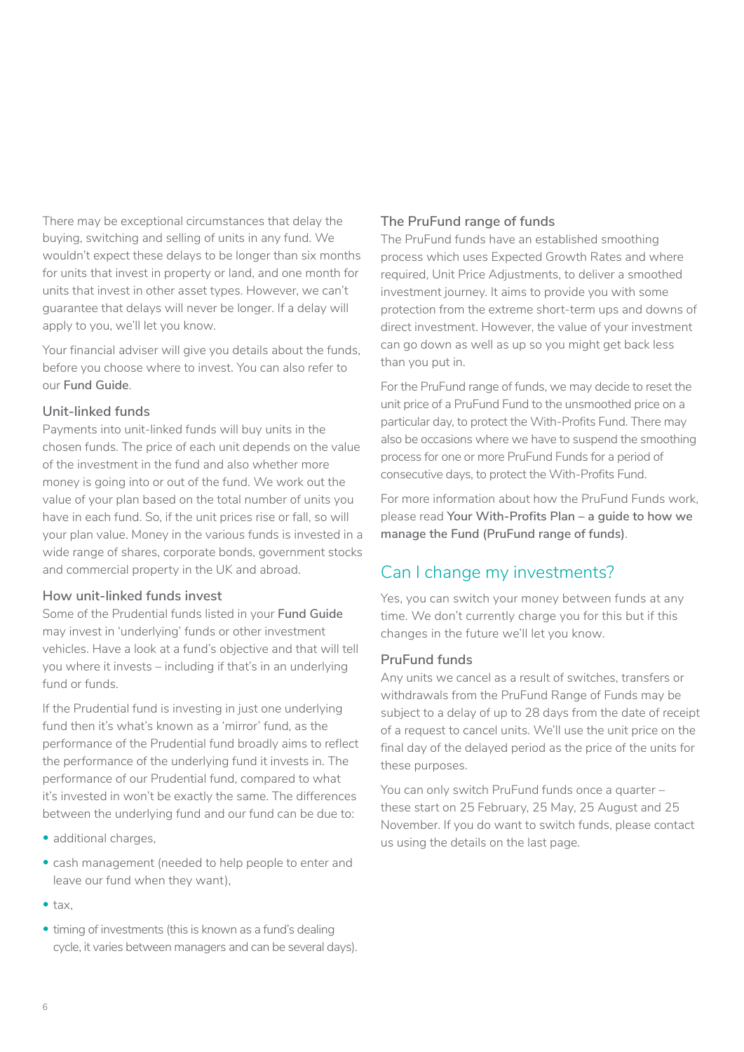There may be exceptional circumstances that delay the buying, switching and selling of units in any fund. We wouldn't expect these delays to be longer than six months for units that invest in property or land, and one month for units that invest in other asset types. However, we can't guarantee that delays will never be longer. If a delay will apply to you, we'll let you know.

Your financial adviser will give you details about the funds, before you choose where to invest. You can also refer to our **Fund Guide**.

### Unit-linked funds

Payments into unit-linked funds will buy units in the chosen funds. The price of each unit depends on the value of the investment in the fund and also whether more money is going into or out of the fund. We work out the value of your plan based on the total number of units you have in each fund. So, if the unit prices rise or fall, so will your plan value. Money in the various funds is invested in a wide range of shares, corporate bonds, government stocks and commercial property in the UK and abroad.

### How unit-linked funds invest

Some of the Prudential funds listed in your **Fund Guide** may invest in 'underlying' funds or other investment vehicles. Have a look at a fund's objective and that will tell you where it invests – including if that's in an underlying fund or funds.

If the Prudential fund is investing in just one underlying fund then it's what's known as a 'mirror' fund, as the performance of the Prudential fund broadly aims to reflect the performance of the underlying fund it invests in. The performance of our Prudential fund, compared to what it's invested in won't be exactly the same. The differences between the underlying fund and our fund can be due to:

- additional charges,
- cash management (needed to help people to enter and leave our fund when they want),
- tax,
- timing of investments (this is known as a fund's dealing cycle, it varies between managers and can be several days).

### The PruFund range of funds

The PruFund funds have an established smoothing process which uses Expected Growth Rates and where required, Unit Price Adjustments, to deliver a smoothed investment journey. It aims to provide you with some protection from the extreme short-term ups and downs of direct investment. However, the value of your investment can go down as well as up so you might get back less than you put in.

For the PruFund range of funds, we may decide to reset the unit price of a PruFund Fund to the unsmoothed price on a particular day, to protect the With-Profits Fund. There may also be occasions where we have to suspend the smoothing process for one or more PruFund Funds for a period of consecutive days, to protect the With-Profits Fund.

For more information about how the PruFund Funds work, please read **Your With-Profits Plan – a guide to how we manage the Fund (PruFund range of funds)**.

## Can I change my investments?

Yes, you can switch your money between funds at any time. We don't currently charge you for this but if this changes in the future we'll let you know.

### PruFund funds

Any units we cancel as a result of switches, transfers or withdrawals from the PruFund Range of Funds may be subject to a delay of up to 28 days from the date of receipt of a request to cancel units. We'll use the unit price on the final day of the delayed period as the price of the units for these purposes.

You can only switch PruFund funds once a quarter – these start on 25 February, 25 May, 25 August and 25 November. If you do want to switch funds, please contact us using the details on the last page.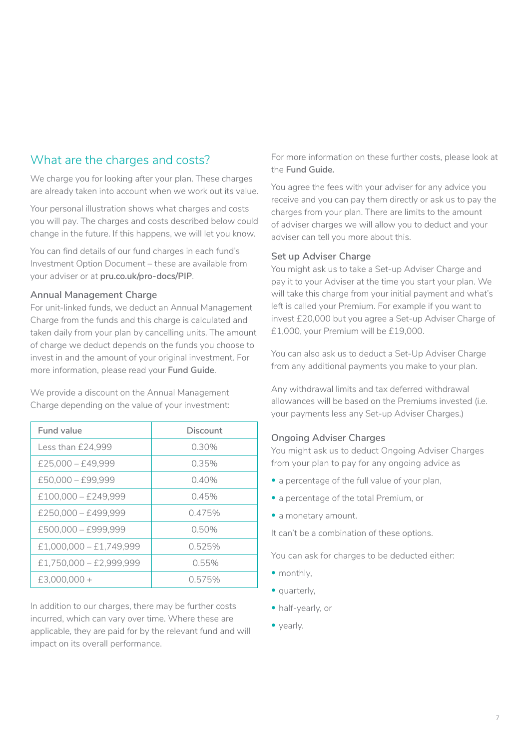## What are the charges and costs?

We charge you for looking after your plan. These charges are already taken into account when we work out its value.

Your personal illustration shows what charges and costs you will pay. The charges and costs described below could change in the future. If this happens, we will let you know.

You can find details of our fund charges in each fund's Investment Option Document – these are available from your adviser or at **pru.co.uk/pro-docs/PIP**.

### Annual Management Charge

For unit-linked funds, we deduct an Annual Management Charge from the funds and this charge is calculated and taken daily from your plan by cancelling units. The amount of charge we deduct depends on the funds you choose to invest in and the amount of your original investment. For more information, please read your **Fund Guide**.

We provide a discount on the Annual Management Charge depending on the value of your investment:

| Fund value | Discount |
|---|---|
| Less than £24,999 | 0.30% |
| £25,000 – £49,999 | 0.35% |
| £50,000 – £99,999 | 0.40% |
| £100,000 – £249,999 | 0.45% |
| £250,000 – £499,999 | 0.475% |
| £500,000 – £999,999 | 0.50% |
| £1,000,000 – £1,749,999 | 0.525% |
| £1,750,000 – £2,999,999 | 0.55% |
| £3,000,000 + | 0.575% |

In addition to our charges, there may be further costs incurred, which can vary over time. Where these are applicable, they are paid for by the relevant fund and will impact on its overall performance.

For more information on these further costs, please look at the **Fund Guide.**

You agree the fees with your adviser for any advice you receive and you can pay them directly or ask us to pay the charges from your plan. There are limits to the amount of adviser charges we will allow you to deduct and your adviser can tell you more about this.

### Set up Adviser Charge

You might ask us to take a Set-up Adviser Charge and pay it to your Adviser at the time you start your plan. We will take this charge from your initial payment and what's left is called your Premium. For example if you want to invest £20,000 but you agree a Set-up Adviser Charge of £1,000, your Premium will be £19,000.

You can also ask us to deduct a Set-Up Adviser Charge from any additional payments you make to your plan.

Any withdrawal limits and tax deferred withdrawal allowances will be based on the Premiums invested (i.e. your payments less any Set-up Adviser Charges.)

### Ongoing Adviser Charges

You might ask us to deduct Ongoing Adviser Charges from your plan to pay for any ongoing advice as

- a percentage of the full value of your plan,
- a percentage of the total Premium, or
- a monetary amount.

It can't be a combination of these options.

You can ask for charges to be deducted either:

- monthly,
- quarterly,
- half-yearly, or
- yearly.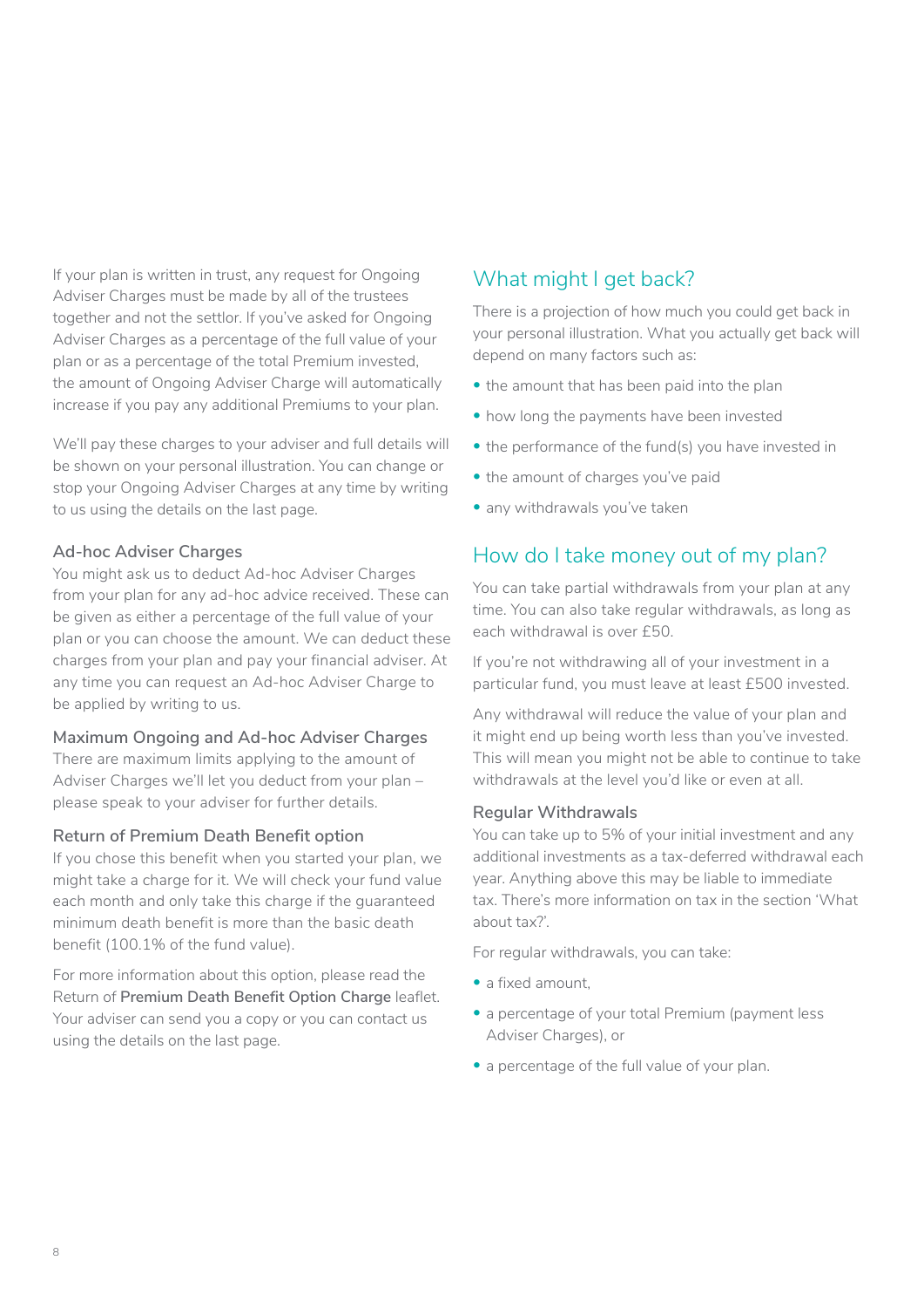If your plan is written in trust, any request for Ongoing Adviser Charges must be made by all of the trustees together and not the settlor. If you've asked for Ongoing Adviser Charges as a percentage of the full value of your plan or as a percentage of the total Premium invested, the amount of Ongoing Adviser Charge will automatically increase if you pay any additional Premiums to your plan.

We'll pay these charges to your adviser and full details will be shown on your personal illustration. You can change or stop your Ongoing Adviser Charges at any time by writing to us using the details on the last page.

### Ad-hoc Adviser Charges

You might ask us to deduct Ad-hoc Adviser Charges from your plan for any ad-hoc advice received. These can be given as either a percentage of the full value of your plan or you can choose the amount. We can deduct these charges from your plan and pay your financial adviser. At any time you can request an Ad-hoc Adviser Charge to be applied by writing to us.

### Maximum Ongoing and Ad-hoc Adviser Charges

There are maximum limits applying to the amount of Adviser Charges we'll let you deduct from your plan – please speak to your adviser for further details.

### Return of Premium Death Benefit option

If you chose this benefit when you started your plan, we might take a charge for it. We will check your fund value each month and only take this charge if the guaranteed minimum death benefit is more than the basic death benefit (100.1% of the fund value).

For more information about this option, please read the Return of **Premium Death Benefit Option Charge** leaflet. Your adviser can send you a copy or you can contact us using the details on the last page.

## What might I get back?

There is a projection of how much you could get back in your personal illustration. What you actually get back will depend on many factors such as:

- the amount that has been paid into the plan
- how long the payments have been invested
- the performance of the fund(s) you have invested in
- the amount of charges you've paid
- any withdrawals you've taken

## How do I take money out of my plan?

You can take partial withdrawals from your plan at any time. You can also take regular withdrawals, as long as each withdrawal is over £50.

If you're not withdrawing all of your investment in a particular fund, you must leave at least £500 invested.

Any withdrawal will reduce the value of your plan and it might end up being worth less than you've invested. This will mean you might not be able to continue to take withdrawals at the level you'd like or even at all.

### Regular Withdrawals

You can take up to 5% of your initial investment and any additional investments as a tax-deferred withdrawal each year. Anything above this may be liable to immediate tax. There's more information on tax in the section 'What about tax?'.

For regular withdrawals, you can take:

- a fixed amount,
- a percentage of your total Premium (payment less Adviser Charges), or
- a percentage of the full value of your plan.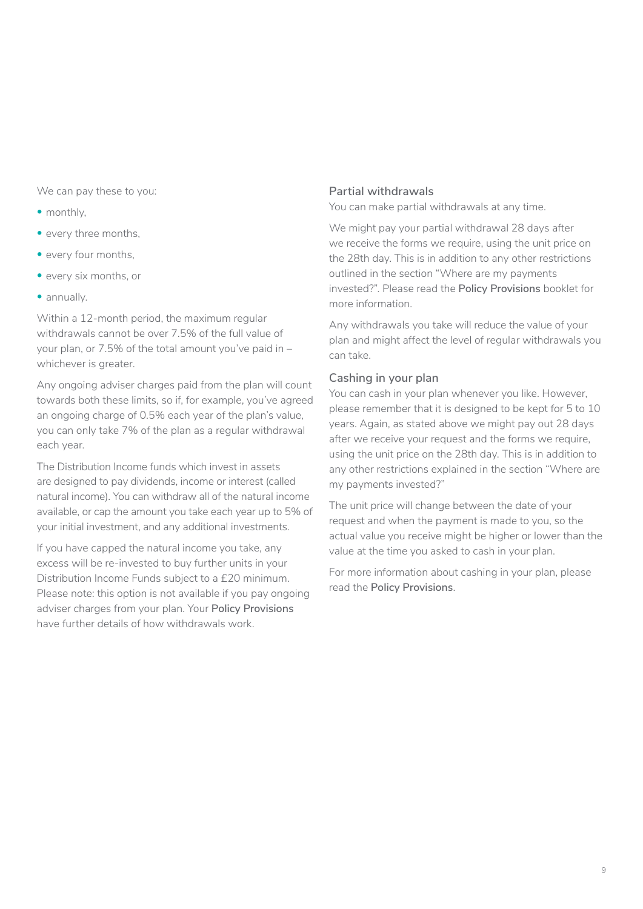We can pay these to you:

- monthly,
- every three months,
- every four months,
- every six months, or
- annually.

Within a 12-month period, the maximum regular withdrawals cannot be over 7.5% of the full value of your plan, or 7.5% of the total amount you've paid in – whichever is greater.

Any ongoing adviser charges paid from the plan will count towards both these limits, so if, for example, you've agreed an ongoing charge of 0.5% each year of the plan's value, you can only take 7% of the plan as a regular withdrawal each year.

The Distribution Income funds which invest in assets are designed to pay dividends, income or interest (called natural income). You can withdraw all of the natural income available, or cap the amount you take each year up to 5% of your initial investment, and any additional investments.

If you have capped the natural income you take, any excess will be re-invested to buy further units in your Distribution Income Funds subject to a £20 minimum. Please note: this option is not available if you pay ongoing adviser charges from your plan. Your **Policy Provisions** have further details of how withdrawals work.

### Partial withdrawals

You can make partial withdrawals at any time.

We might pay your partial withdrawal 28 days after we receive the forms we require, using the unit price on the 28th day. This is in addition to any other restrictions outlined in the section "Where are my payments invested?". Please read the **Policy Provisions** booklet for more information.

Any withdrawals you take will reduce the value of your plan and might affect the level of regular withdrawals you can take.

### Cashing in your plan

You can cash in your plan whenever you like. However, please remember that it is designed to be kept for 5 to 10 years. Again, as stated above we might pay out 28 days after we receive your request and the forms we require, using the unit price on the 28th day. This is in addition to any other restrictions explained in the section "Where are my payments invested?"

The unit price will change between the date of your request and when the payment is made to you, so the actual value you receive might be higher or lower than the value at the time you asked to cash in your plan.

For more information about cashing in your plan, please read the **Policy Provisions**.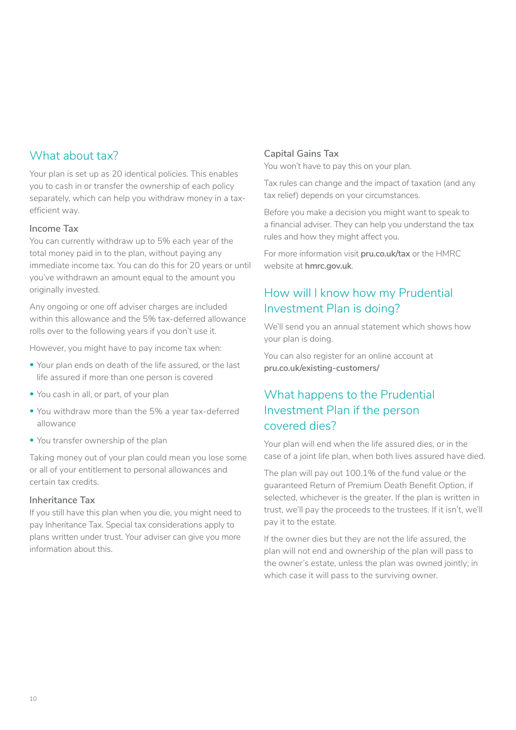## What about tax?

Your plan is set up as 20 identical policies. This enables you to cash in or transfer the ownership of each policy separately, which can help you withdraw money in a tax-efficient way.

### Income Tax

You can currently withdraw up to 5% each year of the total money paid in to the plan, without paying any immediate income tax. You can do this for 20 years or until you've withdrawn an amount equal to the amount you originally invested.

Any ongoing or one off adviser charges are included within this allowance and the 5% tax-deferred allowance rolls over to the following years if you don't use it.

However, you might have to pay income tax when:

- Your plan ends on death of the life assured, or the last life assured if more than one person is covered
- You cash in all, or part, of your plan
- You withdraw more than the 5% a year tax-deferred allowance
- You transfer ownership of the plan

Taking money out of your plan could mean you lose some or all of your entitlement to personal allowances and certain tax credits.

### Inheritance Tax

If you still have this plan when you die, you might need to pay Inheritance Tax. Special tax considerations apply to plans written under trust. Your adviser can give you more information about this.

### Capital Gains Tax

You won't have to pay this on your plan.

Tax rules can change and the impact of taxation (and any tax relief) depends on your circumstances.

Before you make a decision you might want to speak to a financial adviser. They can help you understand the tax rules and how they might affect you.

For more information visit **pru.co.uk/tax** or the HMRC website at **hmrc.gov.uk**.

## How will I know how my Prudential Investment Plan is doing?

We'll send you an annual statement which shows how your plan is doing.

You can also register for an online account at **pru.co.uk/existing-customers/**

## What happens to the Prudential Investment Plan if the person covered dies?

Your plan will end when the life assured dies, or in the case of a joint life plan, when both lives assured have died.

The plan will pay out 100.1% of the fund value or the guaranteed Return of Premium Death Benefit Option, if selected, whichever is the greater. If the plan is written in trust, we'll pay the proceeds to the trustees. If it isn't, we'll pay it to the estate.

If the owner dies but they are not the life assured, the plan will not end and ownership of the plan will pass to the owner's estate, unless the plan was owned jointly; in which case it will pass to the surviving owner.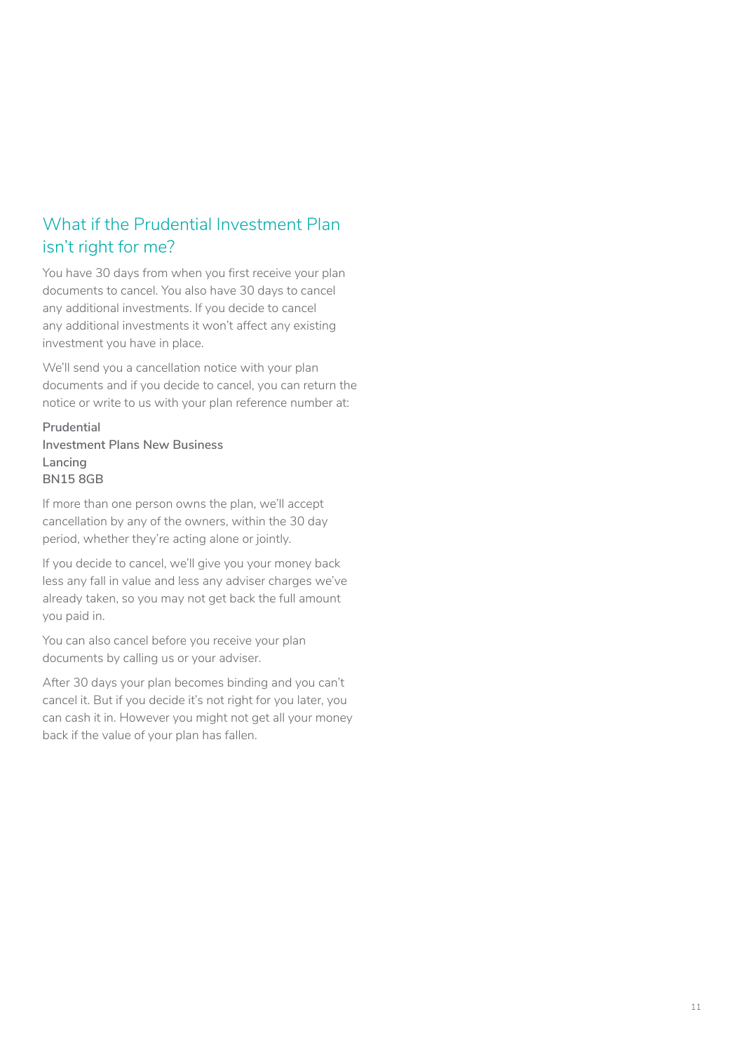## What if the Prudential Investment Plan isn't right for me?

You have 30 days from when you first receive your plan documents to cancel. You also have 30 days to cancel any additional investments. If you decide to cancel any additional investments it won't affect any existing investment you have in place.

We'll send you a cancellation notice with your plan documents and if you decide to cancel, you can return the notice or write to us with your plan reference number at:

**Prudential**
**Investment Plans New Business**
**Lancing**
**BN15 8GB**

If more than one person owns the plan, we'll accept cancellation by any of the owners, within the 30 day period, whether they're acting alone or jointly.

If you decide to cancel, we'll give you your money back less any fall in value and less any adviser charges we've already taken, so you may not get back the full amount you paid in.

You can also cancel before you receive your plan documents by calling us or your adviser.

After 30 days your plan becomes binding and you can't cancel it. But if you decide it's not right for you later, you can cash it in. However you might not get all your money back if the value of your plan has fallen.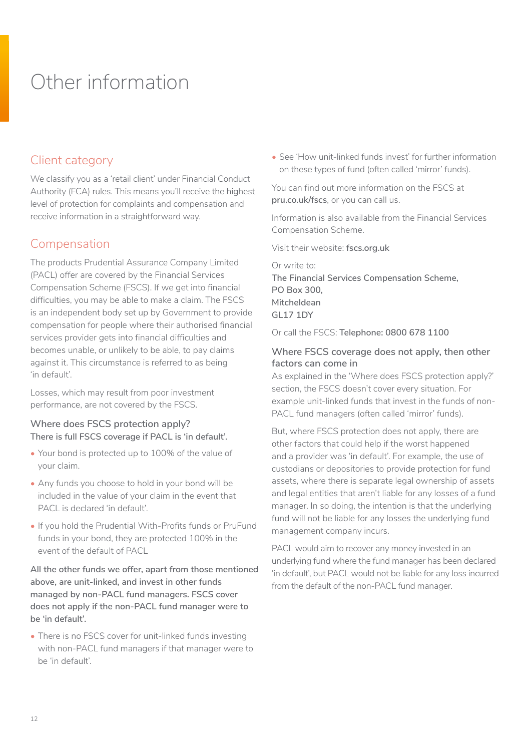# Other information

## Client category

We classify you as a 'retail client' under Financial Conduct Authority (FCA) rules. This means you'll receive the highest level of protection for complaints and compensation and receive information in a straightforward way.

## Compensation

The products Prudential Assurance Company Limited (PACL) offer are covered by the Financial Services Compensation Scheme (FSCS). If we get into financial difficulties, you may be able to make a claim. The FSCS is an independent body set up by Government to provide compensation for people where their authorised financial services provider gets into financial difficulties and becomes unable, or unlikely to be able, to pay claims against it. This circumstance is referred to as being 'in default'.

Losses, which may result from poor investment performance, are not covered by the FSCS.

### Where does FSCS protection apply?

**There is full FSCS coverage if PACL is 'in default'.**

- Your bond is protected up to 100% of the value of your claim.
- Any funds you choose to hold in your bond will be included in the value of your claim in the event that PACL is declared 'in default'.
- If you hold the Prudential With-Profits funds or PruFund funds in your bond, they are protected 100% in the event of the default of PACL

**All the other funds we offer, apart from those mentioned above, are unit-linked, and invest in other funds managed by non-PACL fund managers. FSCS cover does not apply if the non-PACL fund manager were to be 'in default'.**

- There is no FSCS cover for unit-linked funds investing with non-PACL fund managers if that manager were to be 'in default'.
- See 'How unit-linked funds invest' for further information on these types of fund (often called 'mirror' funds).

You can find out more information on the FSCS at **pru.co.uk/fscs**, or you can call us.

Information is also available from the Financial Services Compensation Scheme.

Visit their website: **fscs.org.uk**

Or write to:
**The Financial Services Compensation Scheme,**
**PO Box 300,**
**Mitcheldean**
**GL17 1DY**

Or call the FSCS: **Telephone: 0800 678 1100**

### Where FSCS coverage does not apply, then other factors can come in

As explained in the 'Where does FSCS protection apply?' section, the FSCS doesn't cover every situation. For example unit-linked funds that invest in the funds of non-PACL fund managers (often called 'mirror' funds).

But, where FSCS protection does not apply, there are other factors that could help if the worst happened and a provider was 'in default'. For example, the use of custodians or depositories to provide protection for fund assets, where there is separate legal ownership of assets and legal entities that aren't liable for any losses of a fund manager. In so doing, the intention is that the underlying fund will not be liable for any losses the underlying fund management company incurs.

PACL would aim to recover any money invested in an underlying fund where the fund manager has been declared 'in default', but PACL would not be liable for any loss incurred from the default of the non-PACL fund manager.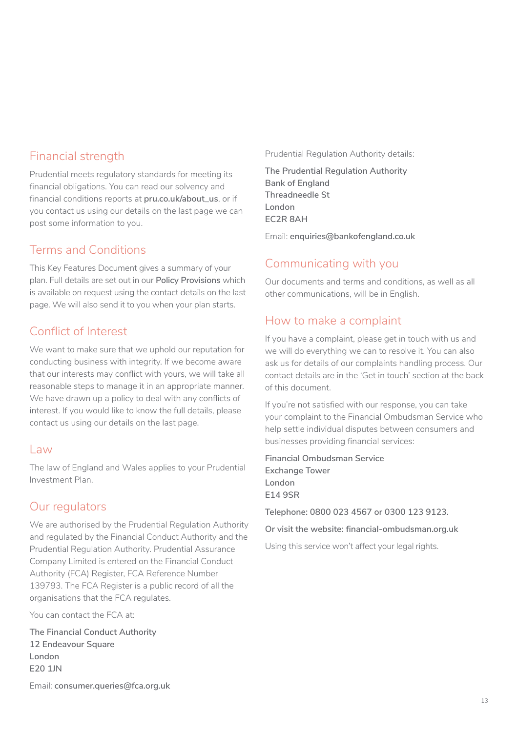## Financial strength

Prudential meets regulatory standards for meeting its financial obligations. You can read our solvency and financial conditions reports at **pru.co.uk/about_us**, or if you contact us using our details on the last page we can post some information to you.

## Terms and Conditions

This Key Features Document gives a summary of your plan. Full details are set out in our **Policy Provisions** which is available on request using the contact details on the last page. We will also send it to you when your plan starts.

## Conflict of Interest

We want to make sure that we uphold our reputation for conducting business with integrity. If we become aware that our interests may conflict with yours, we will take all reasonable steps to manage it in an appropriate manner. We have drawn up a policy to deal with any conflicts of interest. If you would like to know the full details, please contact us using our details on the last page.

## Law

The law of England and Wales applies to your Prudential Investment Plan.

## Our regulators

We are authorised by the Prudential Regulation Authority and regulated by the Financial Conduct Authority and the Prudential Regulation Authority. Prudential Assurance Company Limited is entered on the Financial Conduct Authority (FCA) Register, FCA Reference Number 139793. The FCA Register is a public record of all the organisations that the FCA regulates.

You can contact the FCA at:

**The Financial Conduct Authority**
**12 Endeavour Square**
**London**
**E20 1JN**

Email: **consumer.queries@fca.org.uk**

Prudential Regulation Authority details:

**The Prudential Regulation Authority**
**Bank of England**
**Threadneedle St**
**London**
**EC2R 8AH**

Email: **enquiries@bankofengland.co.uk**

## Communicating with you

Our documents and terms and conditions, as well as all other communications, will be in English.

## How to make a complaint

If you have a complaint, please get in touch with us and we will do everything we can to resolve it. You can also ask us for details of our complaints handling process. Our contact details are in the 'Get in touch' section at the back of this document.

If you're not satisfied with our response, you can take your complaint to the Financial Ombudsman Service who help settle individual disputes between consumers and businesses providing financial services:

**Financial Ombudsman Service**
**Exchange Tower**
**London**
**E14 9SR**

**Telephone: 0800 023 4567 or 0300 123 9123.**

**Or visit the website: financial-ombudsman.org.uk**

Using this service won't affect your legal rights.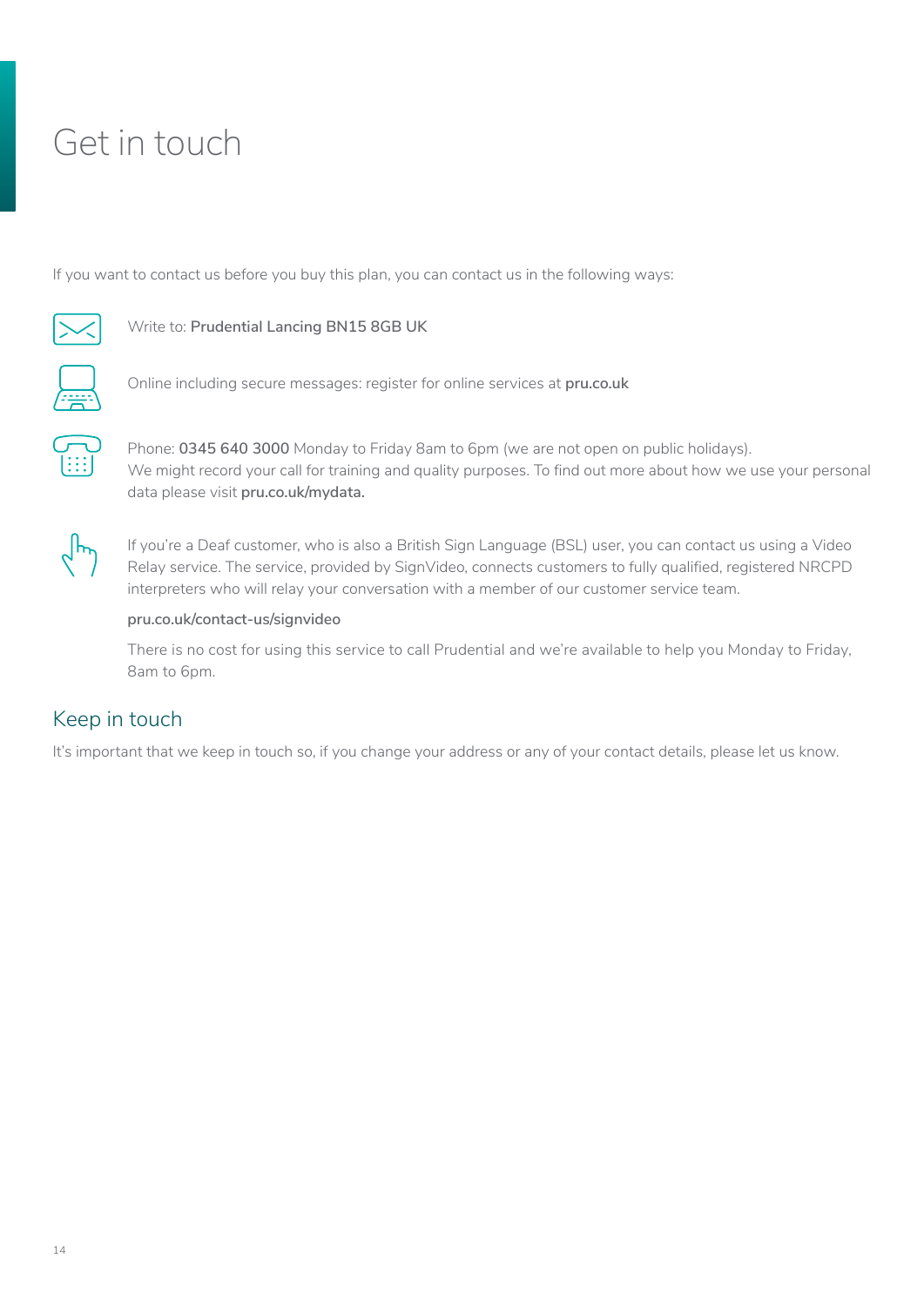# Get in touch

If you want to contact us before you buy this plan, you can contact us in the following ways:

Write to: **Prudential Lancing BN15 8GB UK**

Online including secure messages: register for online services at **pru.co.uk**

Phone: **0345 640 3000** Monday to Friday 8am to 6pm (we are not open on public holidays).
We might record your call for training and quality purposes. To find out more about how we use your personal data please visit **pru.co.uk/mydata.**

If you're a Deaf customer, who is also a British Sign Language (BSL) user, you can contact us using a Video Relay service. The service, provided by SignVideo, connects customers to fully qualified, registered NRCPD interpreters who will relay your conversation with a member of our customer service team.

**pru.co.uk/contact-us/signvideo**

There is no cost for using this service to call Prudential and we're available to help you Monday to Friday, 8am to 6pm.

## Keep in touch

It's important that we keep in touch so, if you change your address or any of your contact details, please let us know.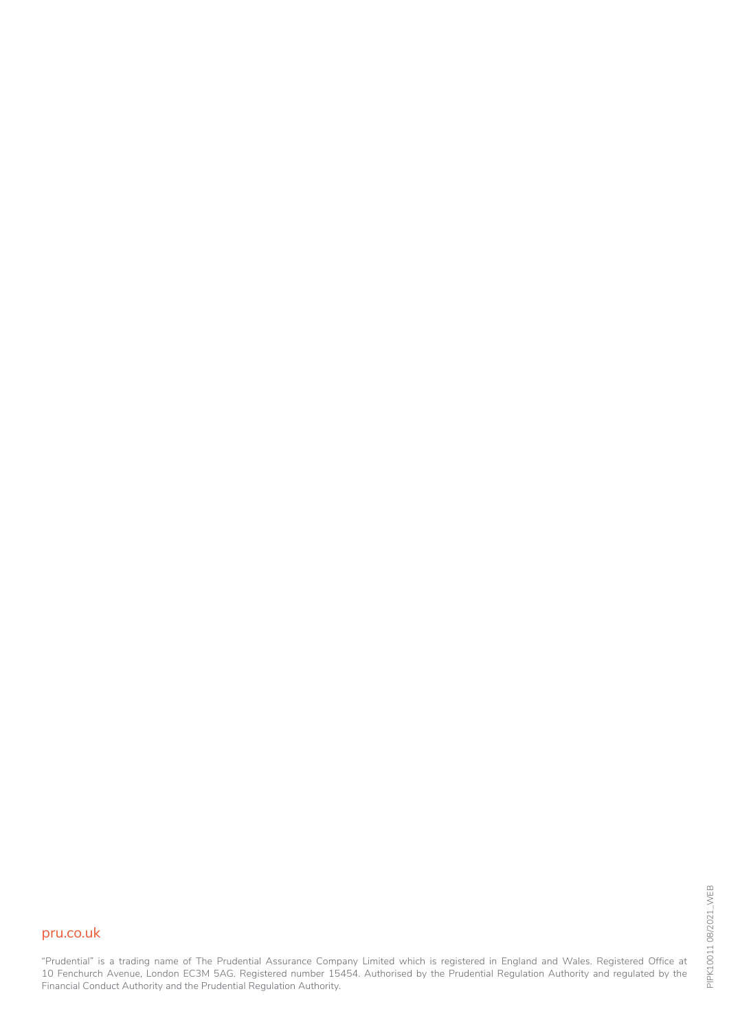pru.co.uk

"Prudential" is a trading name of The Prudential Assurance Company Limited which is registered in England and Wales. Registered Office at 10 Fenchurch Avenue, London EC3M 5AG. Registered number 15454. Authorised by the Prudential Regulation Authority and regulated by the Financial Conduct Authority and the Prudential Regulation Authority.

PIPK10011 08/2021_WEB